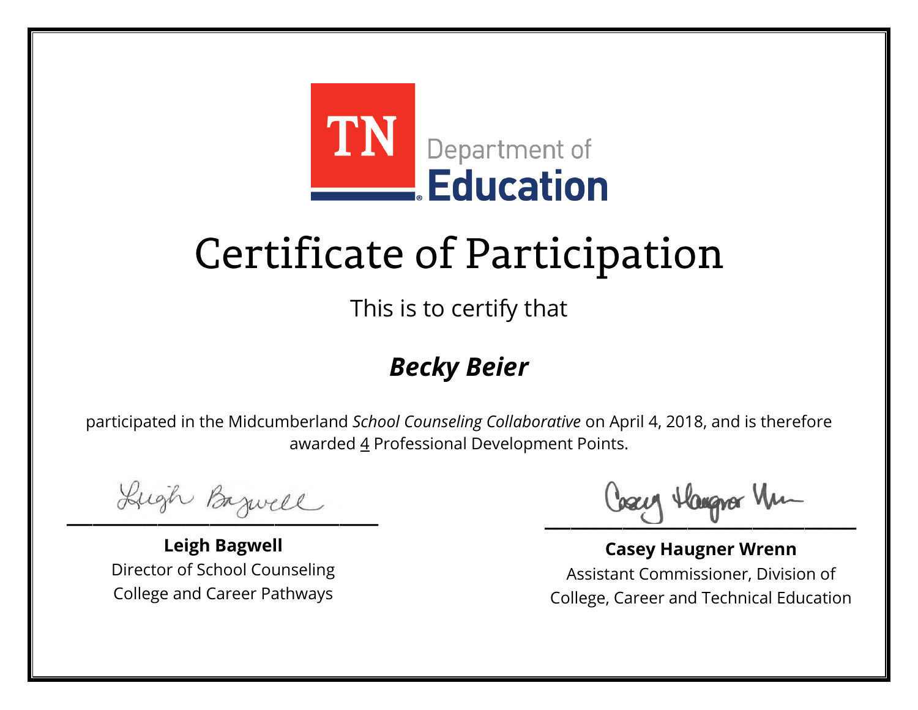TN Department of Education

# Certificate of Participation

This is to certify that

## ***Becky Beier***

participated in the Midcumberland *School Counseling Collaborative* on April 4, 2018, and is therefore awarded 4 Professional Development Points.

**Leigh Bagwell**
Director of School Counseling
College and Career Pathways

**Casey Haugner Wrenn**
Assistant Commissioner, Division of
College, Career and Technical Education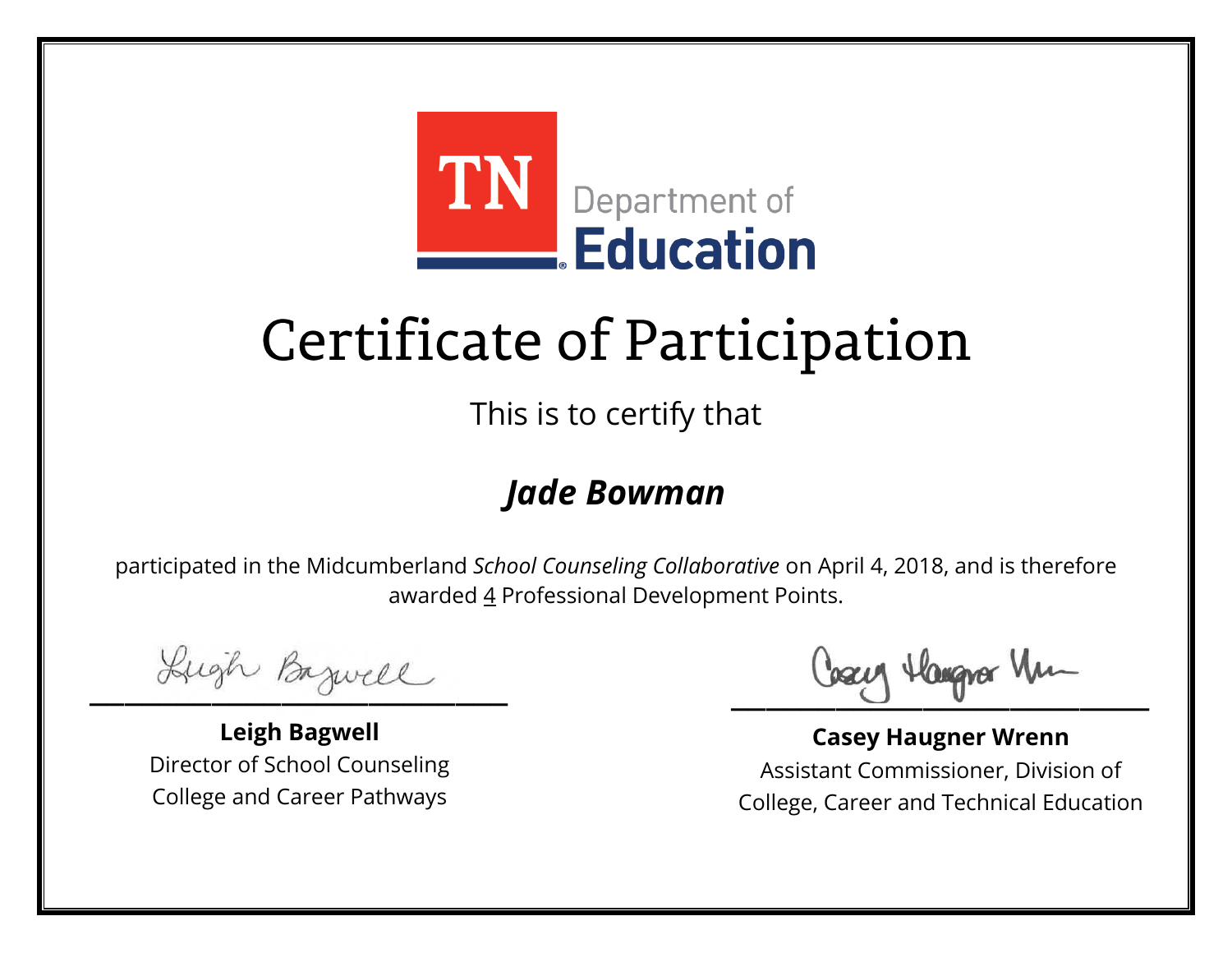TN Department of Education

# Certificate of Participation

This is to certify that

## ***Jade Bowman***

participated in the Midcumberland *School Counseling Collaborative* on April 4, 2018, and is therefore awarded 4 Professional Development Points.

**Leigh Bagwell**
Director of School Counseling
College and Career Pathways

**Casey Haugner Wrenn**
Assistant Commissioner, Division of
College, Career and Technical Education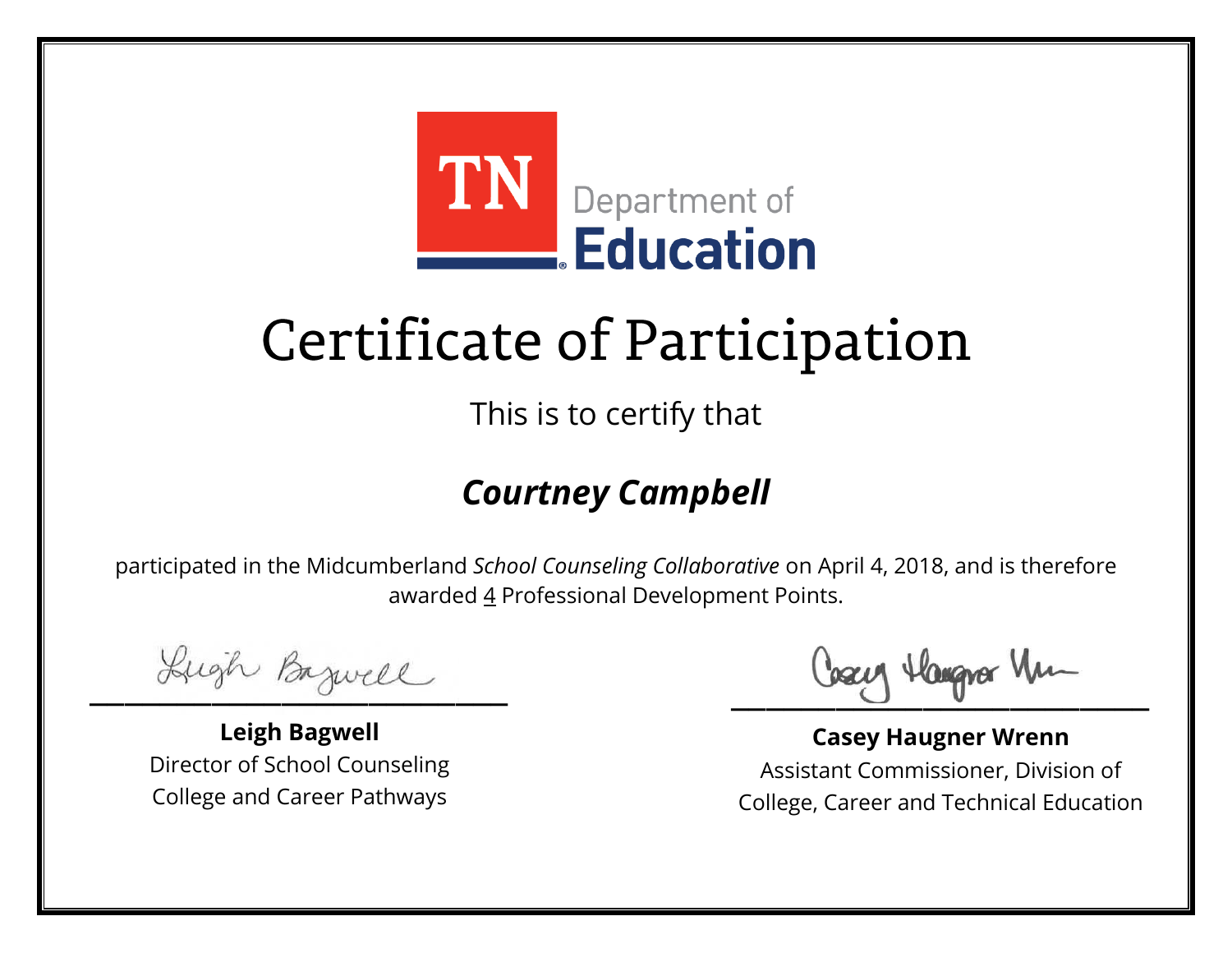TN Department of Education

# Certificate of Participation

This is to certify that

## ***Courtney Campbell***

participated in the Midcumberland *School Counseling Collaborative* on April 4, 2018, and is therefore awarded 4 Professional Development Points.

**Leigh Bagwell**
Director of School Counseling
College and Career Pathways

**Casey Haugner Wrenn**
Assistant Commissioner, Division of
College, Career and Technical Education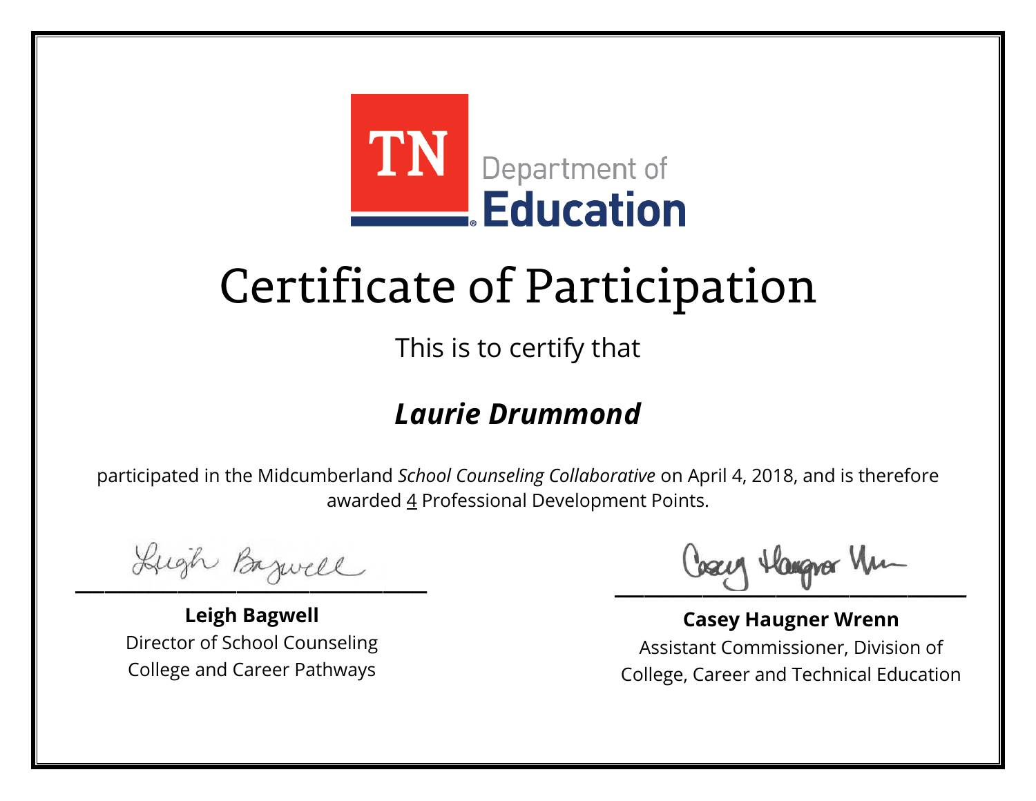TN Department of Education

# Certificate of Participation

This is to certify that

## *Laurie Drummond*

participated in the Midcumberland *School Counseling Collaborative* on April 4, 2018, and is therefore awarded 4 Professional Development Points.

**Leigh Bagwell**
Director of School Counseling
College and Career Pathways

**Casey Haugner Wrenn**
Assistant Commissioner, Division of
College, Career and Technical Education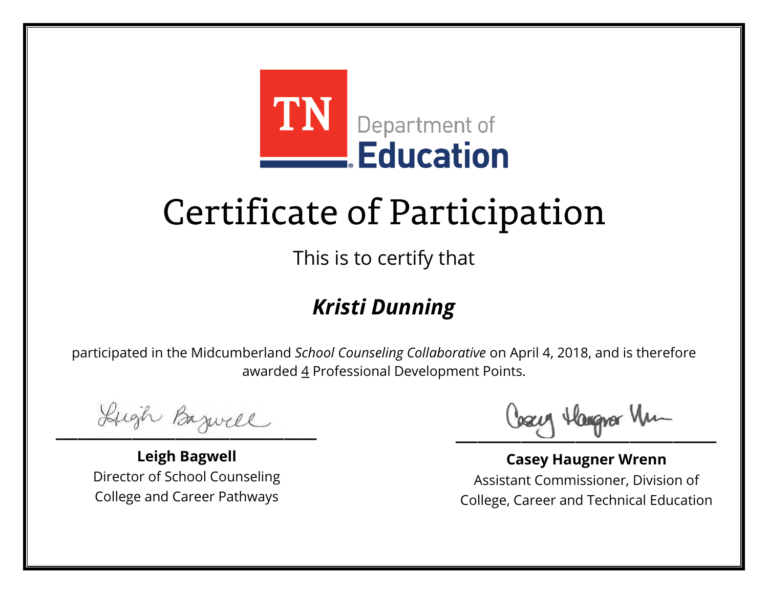TN Department of Education

# Certificate of Participation

This is to certify that

## ***Kristi Dunning***

participated in the Midcumberland *School Counseling Collaborative* on April 4, 2018, and is therefore awarded 4 Professional Development Points.

**Leigh Bagwell**
Director of School Counseling
College and Career Pathways

**Casey Haugner Wrenn**
Assistant Commissioner, Division of
College, Career and Technical Education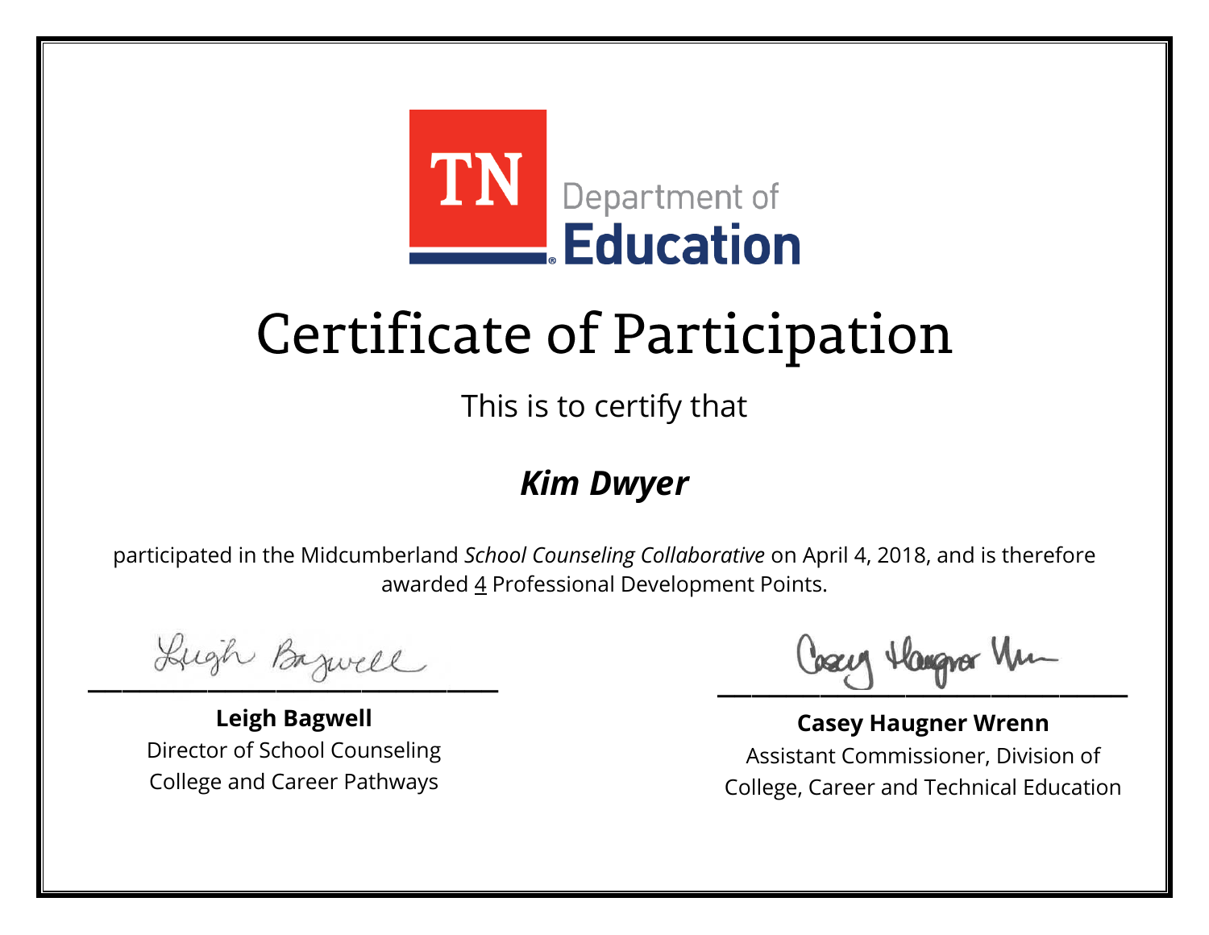TN Department of Education

# Certificate of Participation

This is to certify that

***Kim Dwyer***

participated in the Midcumberland *School Counseling Collaborative* on April 4, 2018, and is therefore awarded 4 Professional Development Points.

**Leigh Bagwell**
Director of School Counseling
College and Career Pathways

**Casey Haugner Wrenn**
Assistant Commissioner, Division of
College, Career and Technical Education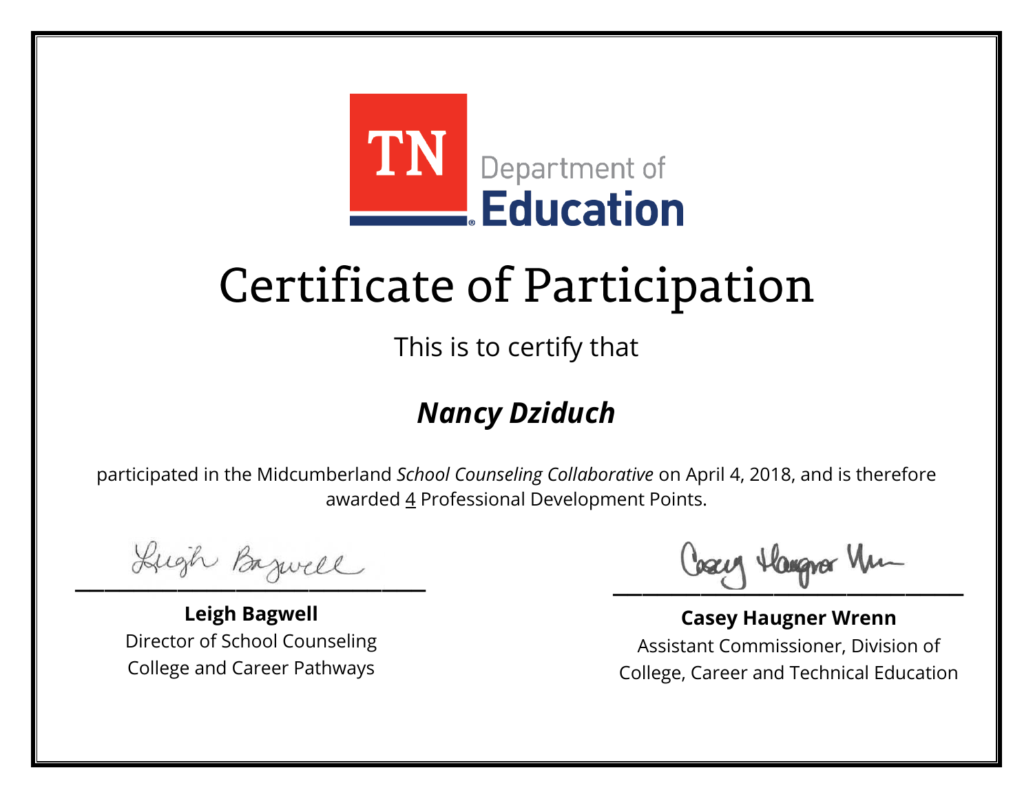TN Department of Education

# Certificate of Participation

This is to certify that

***Nancy Dziduch***

participated in the Midcumberland *School Counseling Collaborative* on April 4, 2018, and is therefore awarded 4 Professional Development Points.

**Leigh Bagwell**
Director of School Counseling
College and Career Pathways

**Casey Haugner Wrenn**
Assistant Commissioner, Division of
College, Career and Technical Education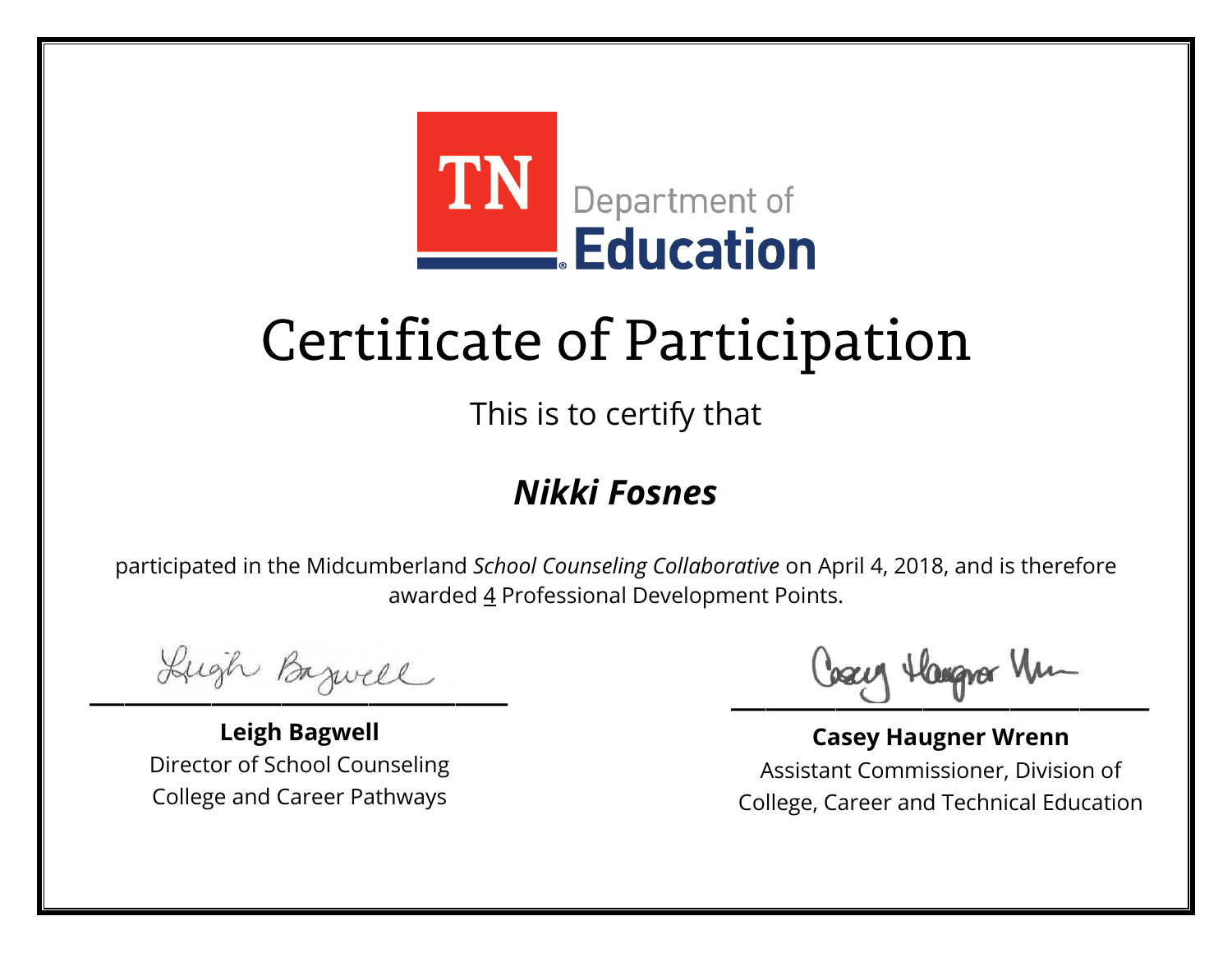TN Department of Education

# Certificate of Participation

This is to certify that

***Nikki Fosnes***

participated in the Midcumberland *School Counseling Collaborative* on April 4, 2018, and is therefore awarded 4 Professional Development Points.

**Leigh Bagwell**
Director of School Counseling
College and Career Pathways

**Casey Haugner Wrenn**
Assistant Commissioner, Division of
College, Career and Technical Education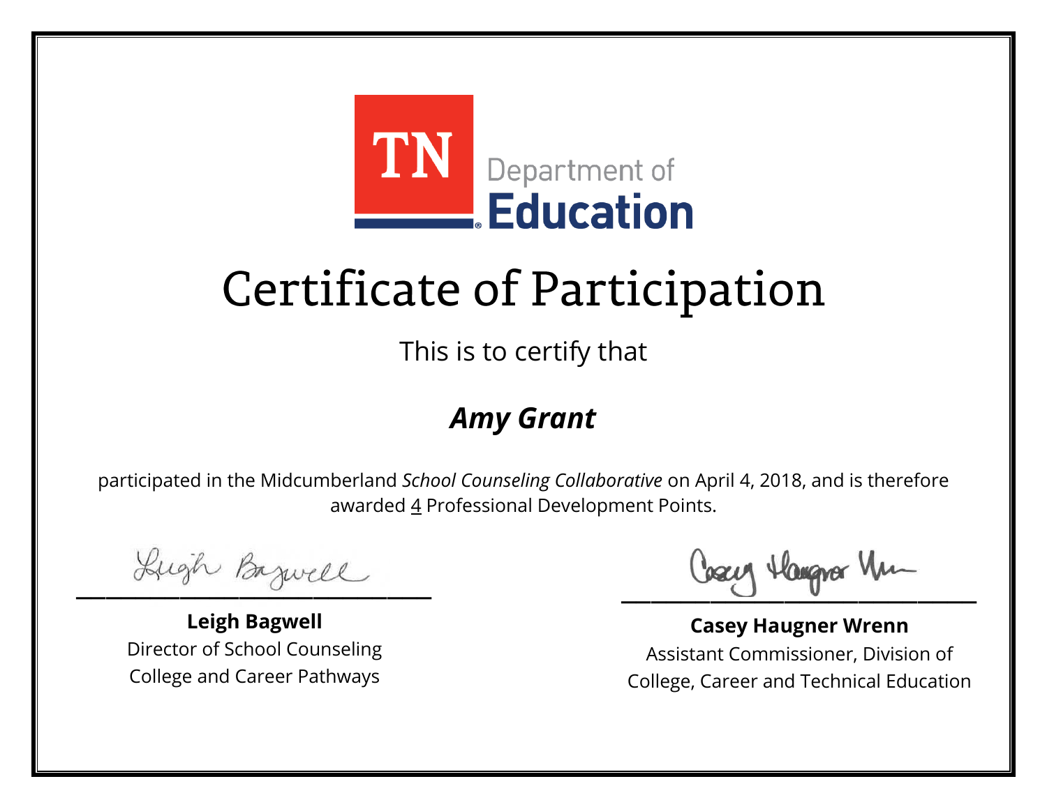TN Department of Education

# Certificate of Participation

This is to certify that

***Amy Grant***

participated in the Midcumberland *School Counseling Collaborative* on April 4, 2018, and is therefore awarded 4 Professional Development Points.

**Leigh Bagwell**
Director of School Counseling
College and Career Pathways

**Casey Haugner Wrenn**
Assistant Commissioner, Division of
College, Career and Technical Education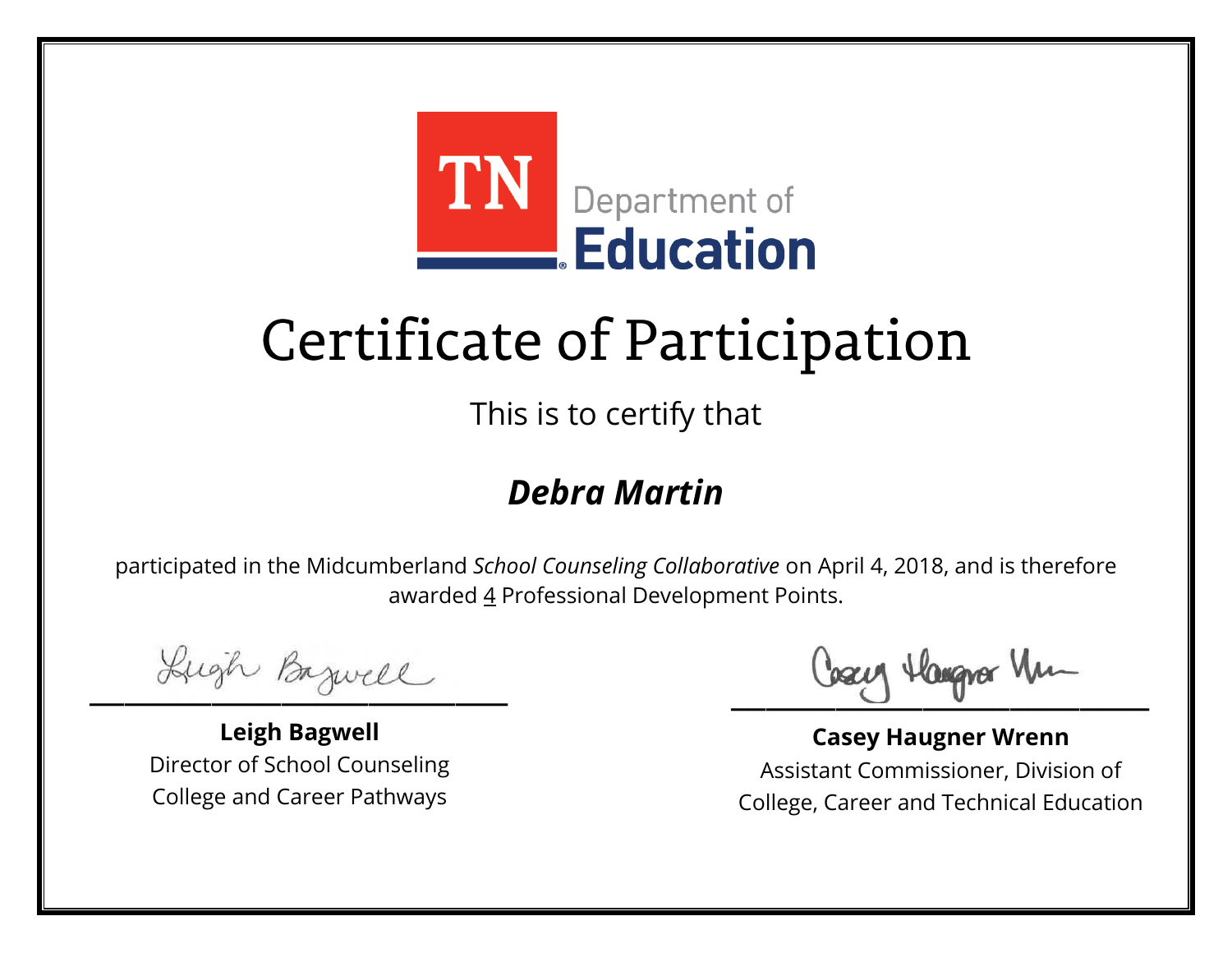TN Department of Education

# Certificate of Participation

This is to certify that

***Debra Martin***

participated in the Midcumberland *School Counseling Collaborative* on April 4, 2018, and is therefore awarded 4 Professional Development Points.

**Leigh Bagwell**
Director of School Counseling
College and Career Pathways

**Casey Haugner Wrenn**
Assistant Commissioner, Division of
College, Career and Technical Education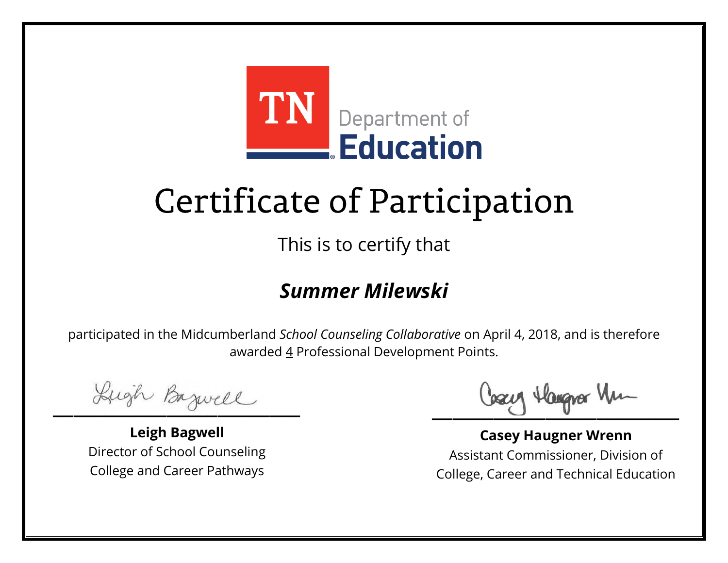TN Department of Education

# Certificate of Participation

This is to certify that

## ***Summer Milewski***

participated in the Midcumberland *School Counseling Collaborative* on April 4, 2018, and is therefore awarded 4 Professional Development Points.

**Leigh Bagwell**
Director of School Counseling
College and Career Pathways

**Casey Haugner Wrenn**
Assistant Commissioner, Division of
College, Career and Technical Education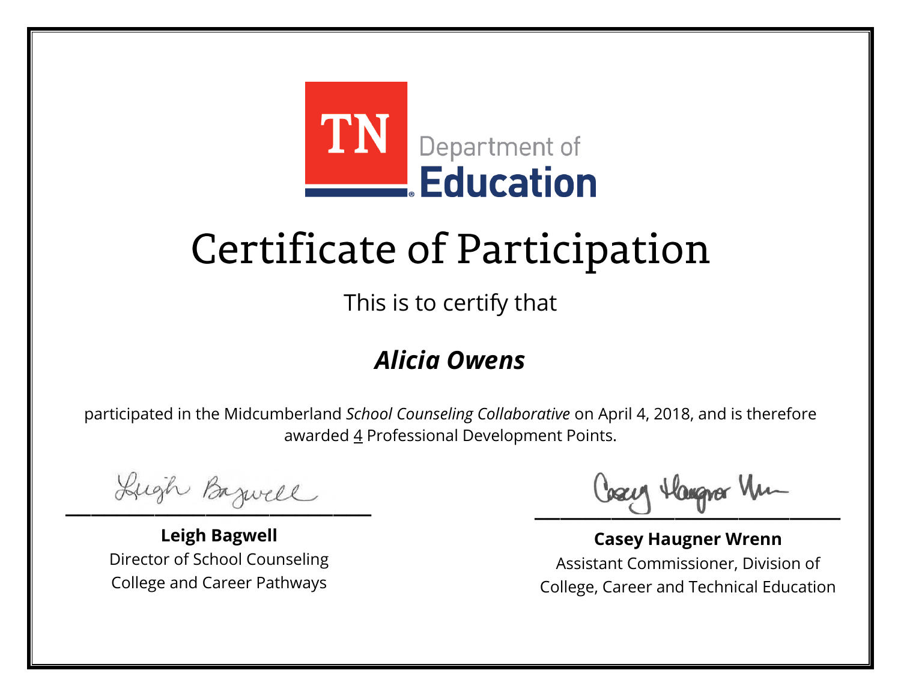TN Department of Education

# Certificate of Participation

This is to certify that

***Alicia Owens***

participated in the Midcumberland *School Counseling Collaborative* on April 4, 2018, and is therefore awarded 4 Professional Development Points.

**Leigh Bagwell**
Director of School Counseling
College and Career Pathways

**Casey Haugner Wrenn**
Assistant Commissioner, Division of
College, Career and Technical Education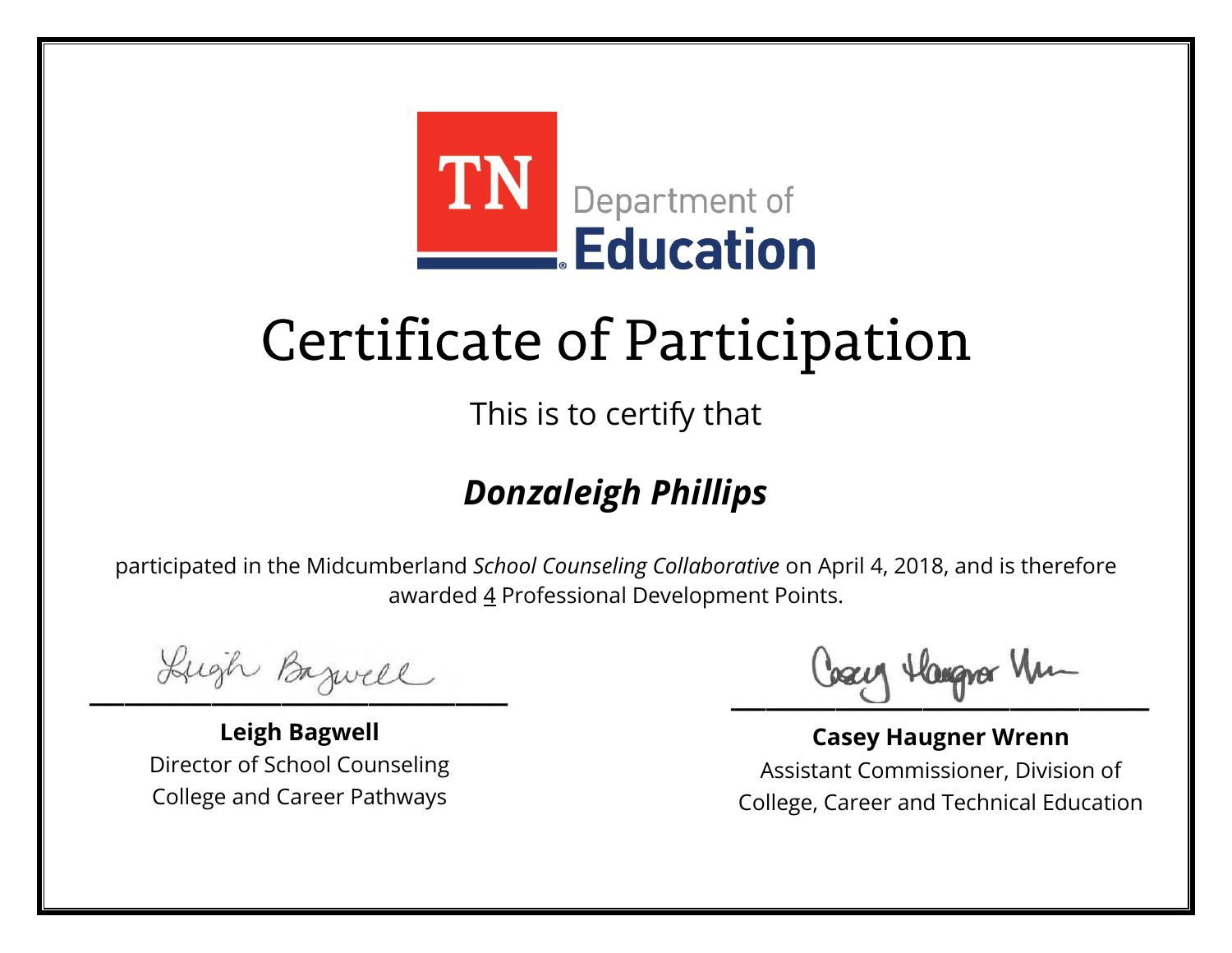TN Department of Education

# Certificate of Participation

This is to certify that

## *Donzaleigh Phillips*

participated in the Midcumberland *School Counseling Collaborative* on April 4, 2018, and is therefore awarded 4 Professional Development Points.

**Leigh Bagwell**
Director of School Counseling
College and Career Pathways

**Casey Haugner Wrenn**
Assistant Commissioner, Division of
College, Career and Technical Education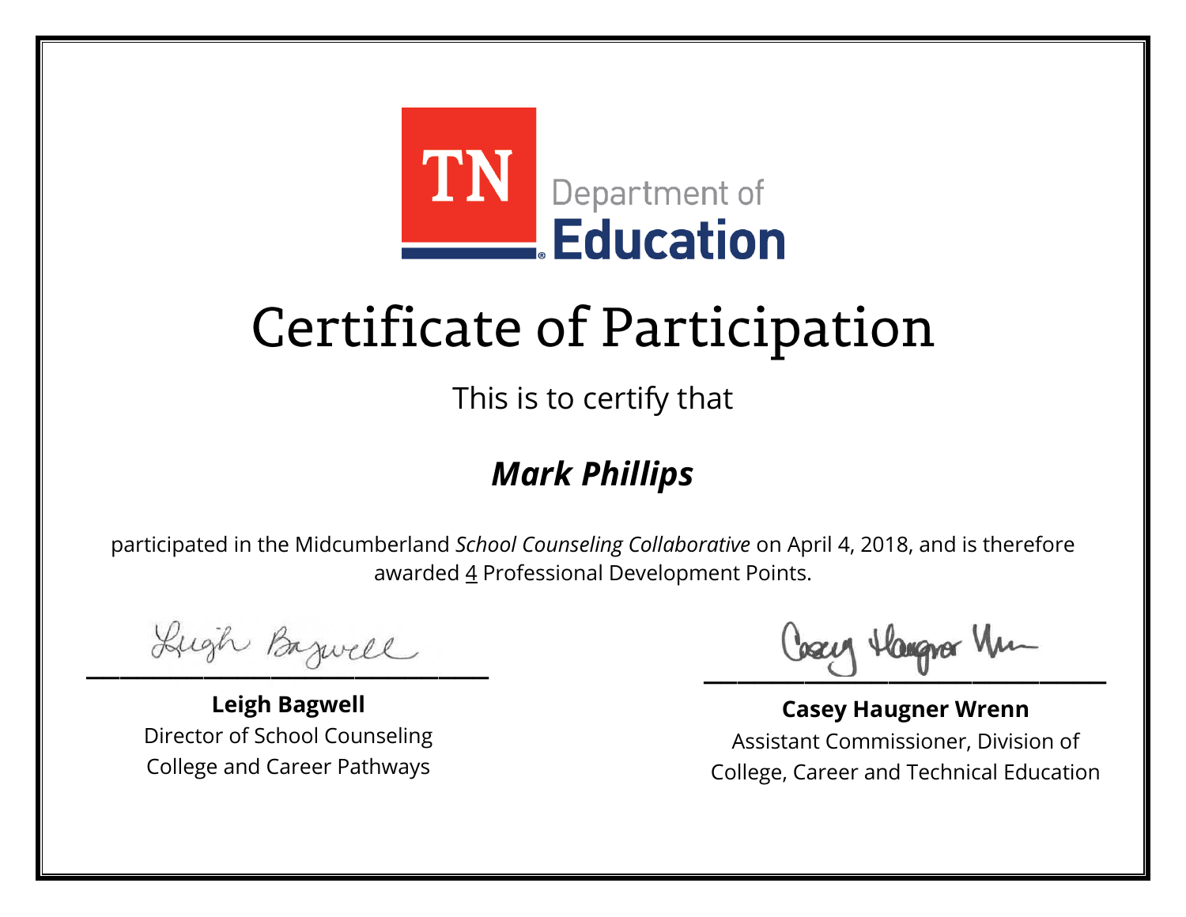TN Department of Education

# Certificate of Participation

This is to certify that

***Mark Phillips***

participated in the Midcumberland *School Counseling Collaborative* on April 4, 2018, and is therefore awarded 4 Professional Development Points.

**Leigh Bagwell**
Director of School Counseling
College and Career Pathways

**Casey Haugner Wrenn**
Assistant Commissioner, Division of
College, Career and Technical Education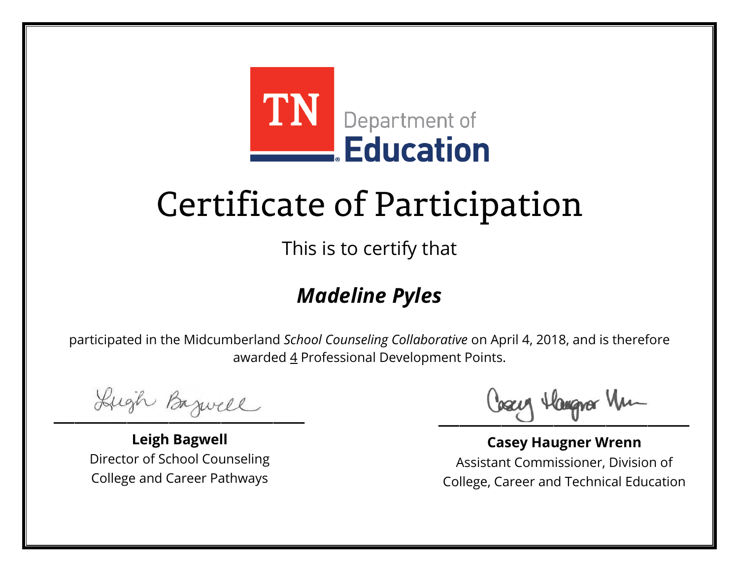TN Department of Education

# Certificate of Participation

This is to certify that

## ***Madeline Pyles***

participated in the Midcumberland *School Counseling Collaborative* on April 4, 2018, and is therefore awarded 4 Professional Development Points.

**Leigh Bagwell**
Director of School Counseling
College and Career Pathways

**Casey Haugner Wrenn**
Assistant Commissioner, Division of
College, Career and Technical Education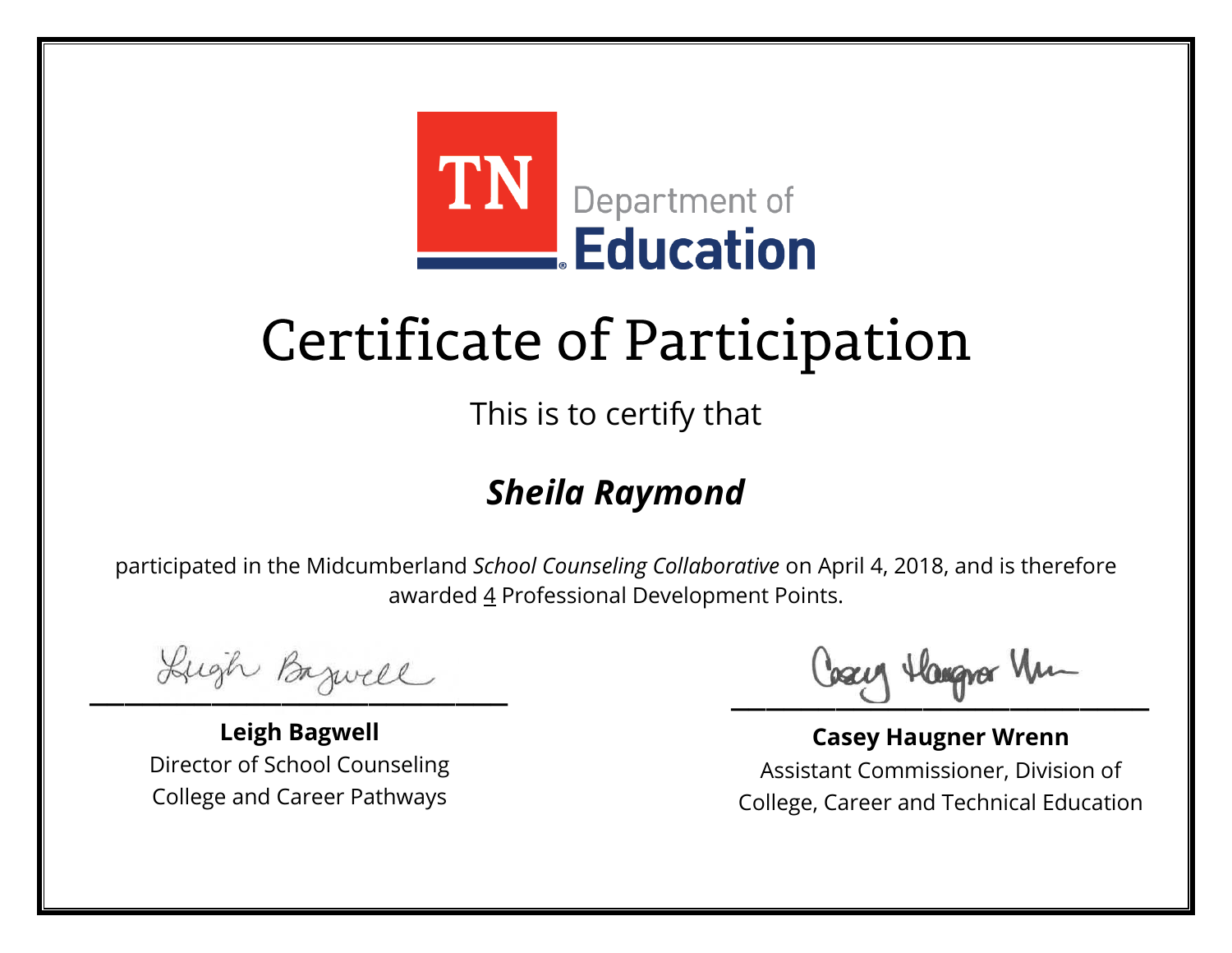TN Department of Education

# Certificate of Participation

This is to certify that

***Sheila Raymond***

participated in the Midcumberland *School Counseling Collaborative* on April 4, 2018, and is therefore awarded 4 Professional Development Points.

**Leigh Bagwell**
Director of School Counseling
College and Career Pathways

**Casey Haugner Wrenn**
Assistant Commissioner, Division of
College, Career and Technical Education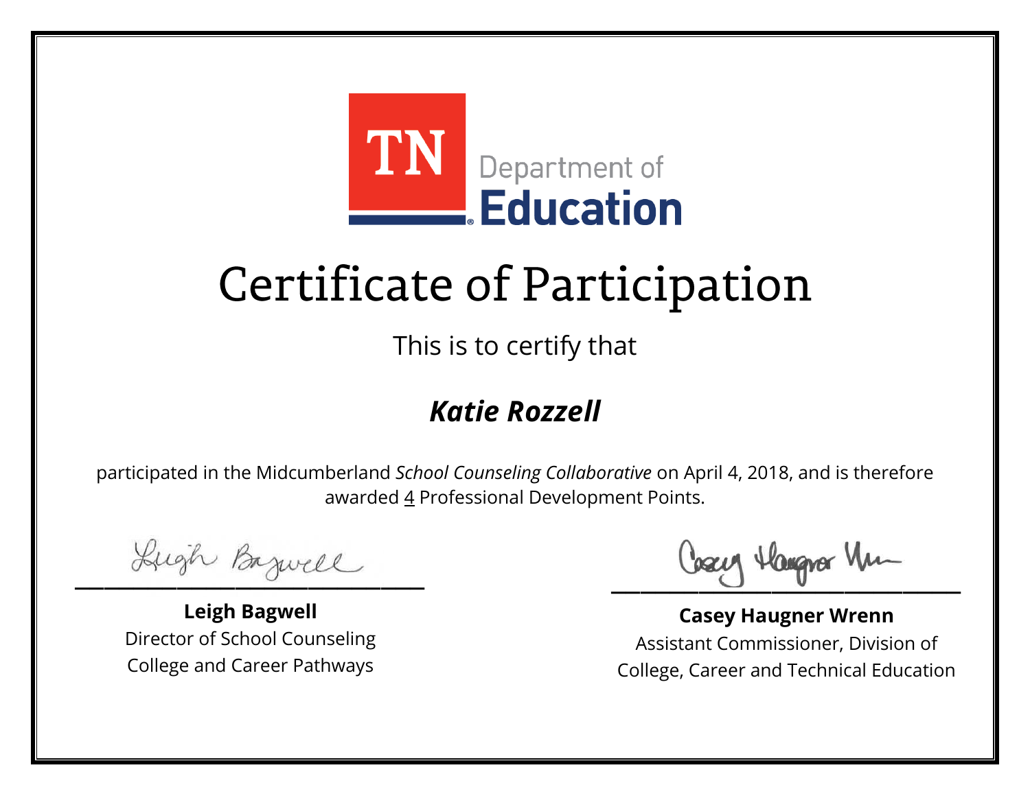TN Department of Education

# Certificate of Participation

This is to certify that

***Katie Rozzell***

participated in the Midcumberland *School Counseling Collaborative* on April 4, 2018, and is therefore awarded 4 Professional Development Points.

**Leigh Bagwell**
Director of School Counseling
College and Career Pathways

**Casey Haugner Wrenn**
Assistant Commissioner, Division of
College, Career and Technical Education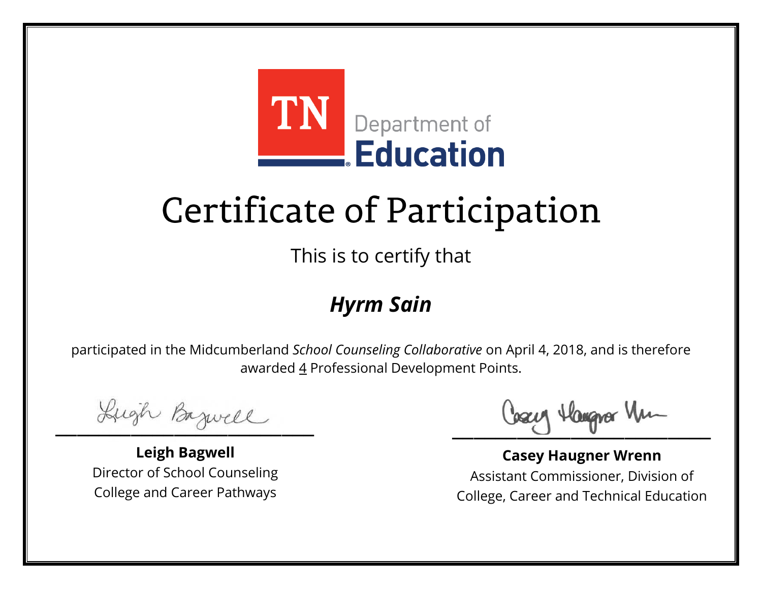TN Department of **Education**

# Certificate of Participation

This is to certify that

## ***Hyrm Sain***

participated in the Midcumberland *School Counseling Collaborative* on April 4, 2018, and is therefore awarded 4 Professional Development Points.

**Leigh Bagwell**
Director of School Counseling
College and Career Pathways

**Casey Haugner Wrenn**
Assistant Commissioner, Division of
College, Career and Technical Education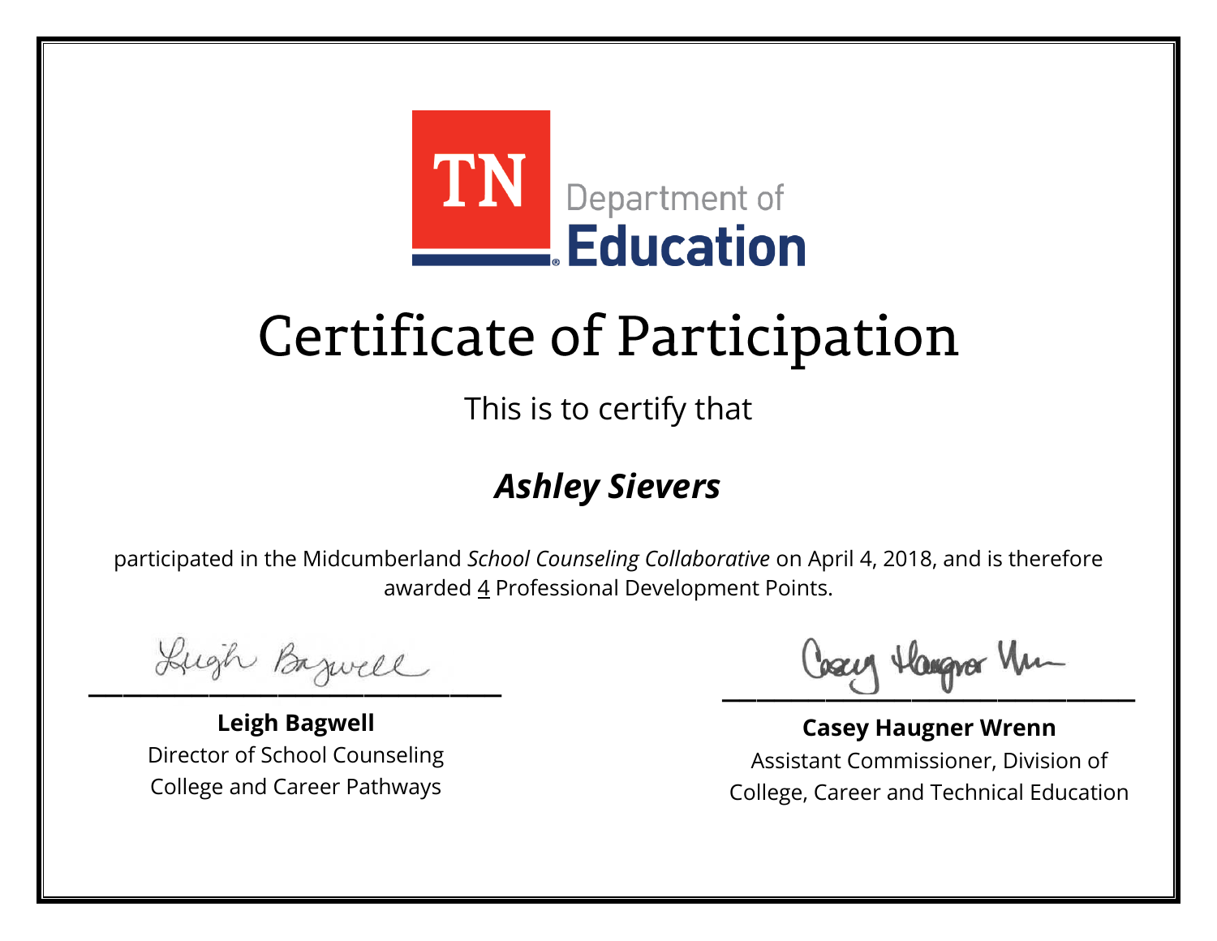TN Department of Education

# Certificate of Participation

This is to certify that

## *Ashley Sievers*

participated in the Midcumberland *School Counseling Collaborative* on April 4, 2018, and is therefore awarded 4 Professional Development Points.

**Leigh Bagwell**
Director of School Counseling
College and Career Pathways

**Casey Haugner Wrenn**
Assistant Commissioner, Division of
College, Career and Technical Education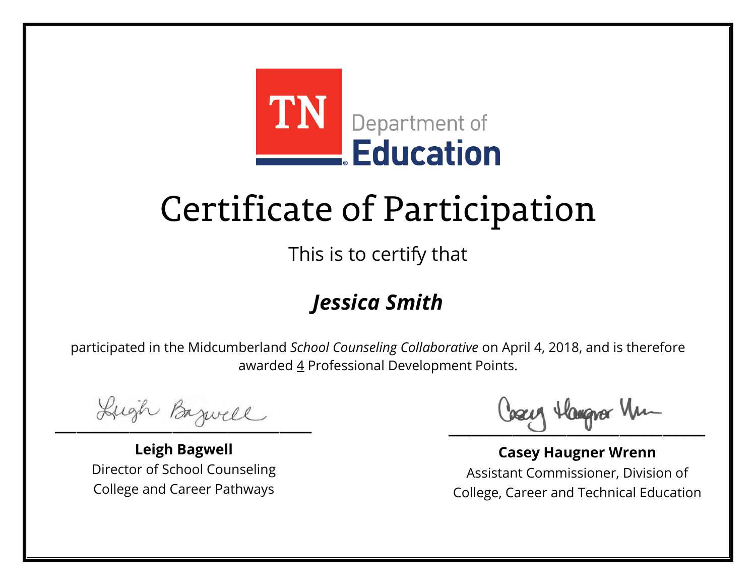TN Department of Education

# Certificate of Participation

This is to certify that

***Jessica Smith***

participated in the Midcumberland *School Counseling Collaborative* on April 4, 2018, and is therefore awarded 4 Professional Development Points.

**Leigh Bagwell**
Director of School Counseling
College and Career Pathways

**Casey Haugner Wrenn**
Assistant Commissioner, Division of
College, Career and Technical Education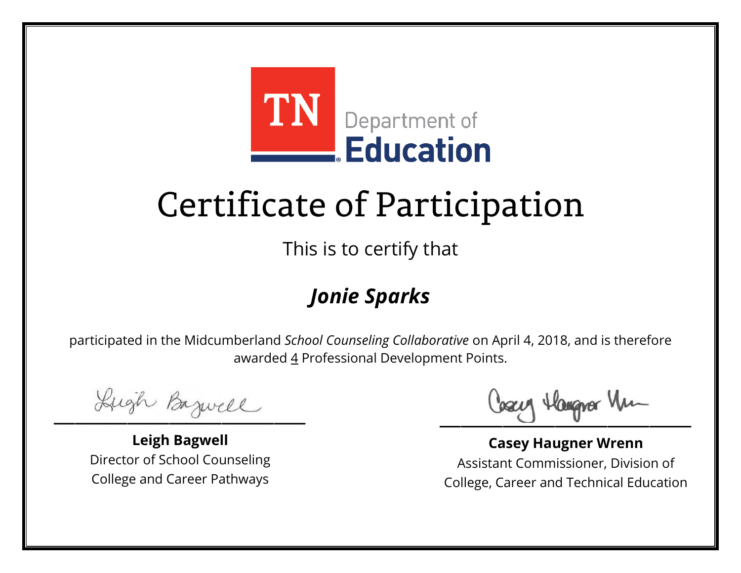TN Department of Education

# Certificate of Participation

This is to certify that

## *Jonie Sparks*

participated in the Midcumberland *School Counseling Collaborative* on April 4, 2018, and is therefore awarded 4 Professional Development Points.

**Leigh Bagwell**
Director of School Counseling
College and Career Pathways

**Casey Haugner Wrenn**
Assistant Commissioner, Division of
College, Career and Technical Education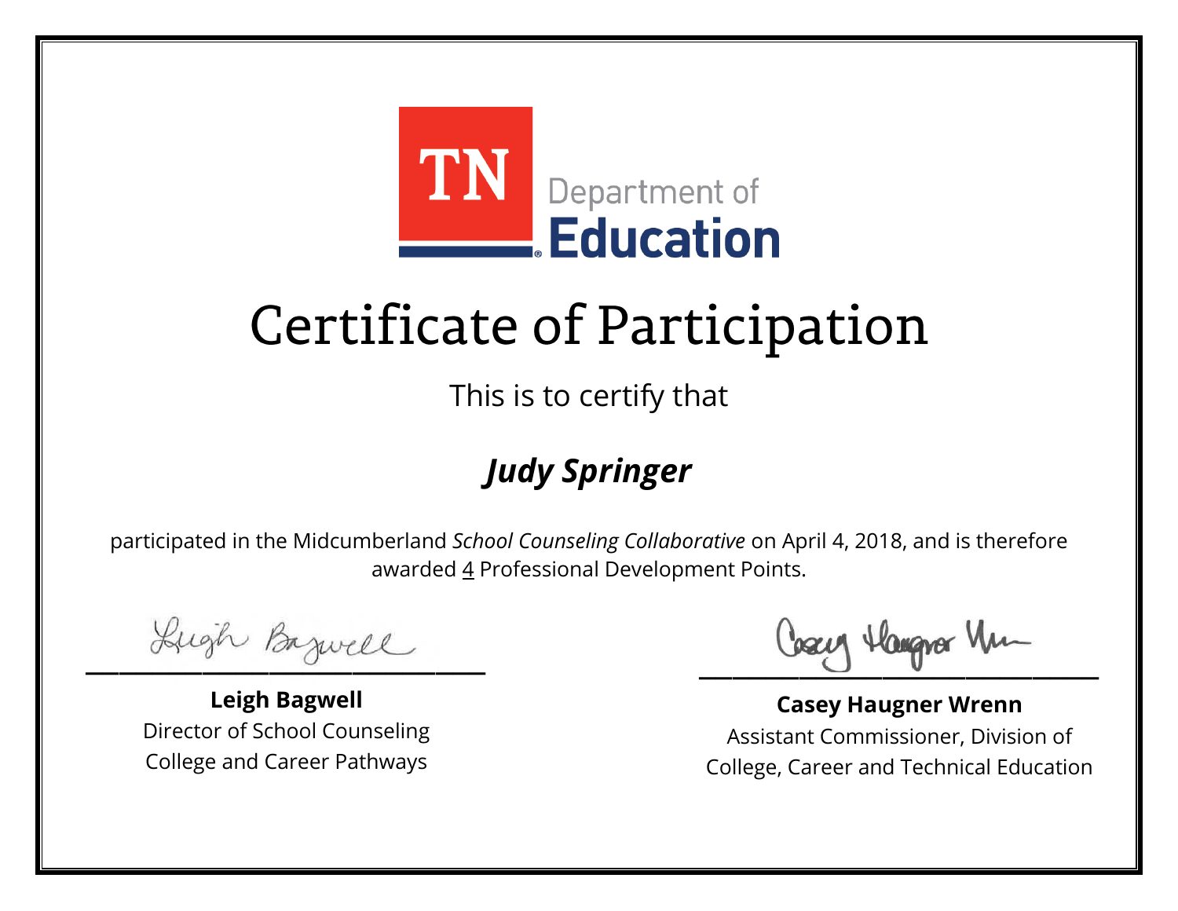TN Department of Education

# Certificate of Participation

This is to certify that

***Judy Springer***

participated in the Midcumberland *School Counseling Collaborative* on April 4, 2018, and is therefore awarded 4 Professional Development Points.

**Leigh Bagwell**
Director of School Counseling
College and Career Pathways

**Casey Haugner Wrenn**
Assistant Commissioner, Division of
College, Career and Technical Education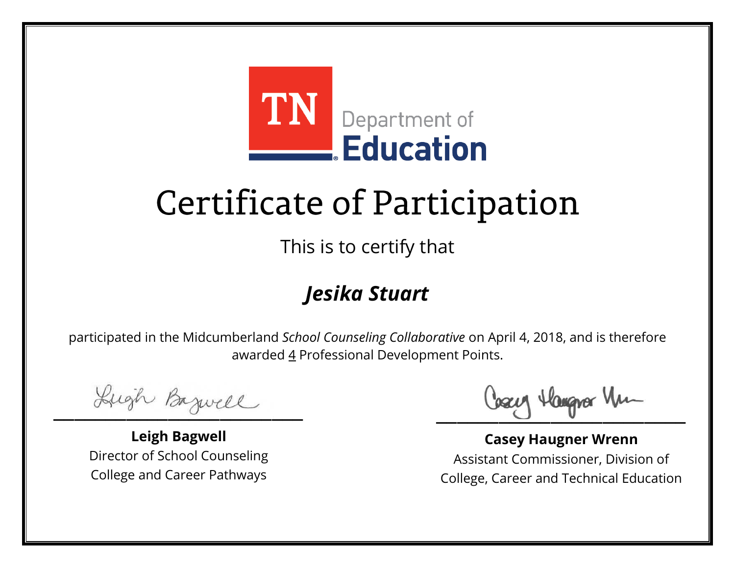TN Department of Education

# Certificate of Participation

This is to certify that

***Jesika Stuart***

participated in the Midcumberland *School Counseling Collaborative* on April 4, 2018, and is therefore awarded 4 Professional Development Points.

**Leigh Bagwell**
Director of School Counseling
College and Career Pathways

**Casey Haugner Wrenn**
Assistant Commissioner, Division of
College, Career and Technical Education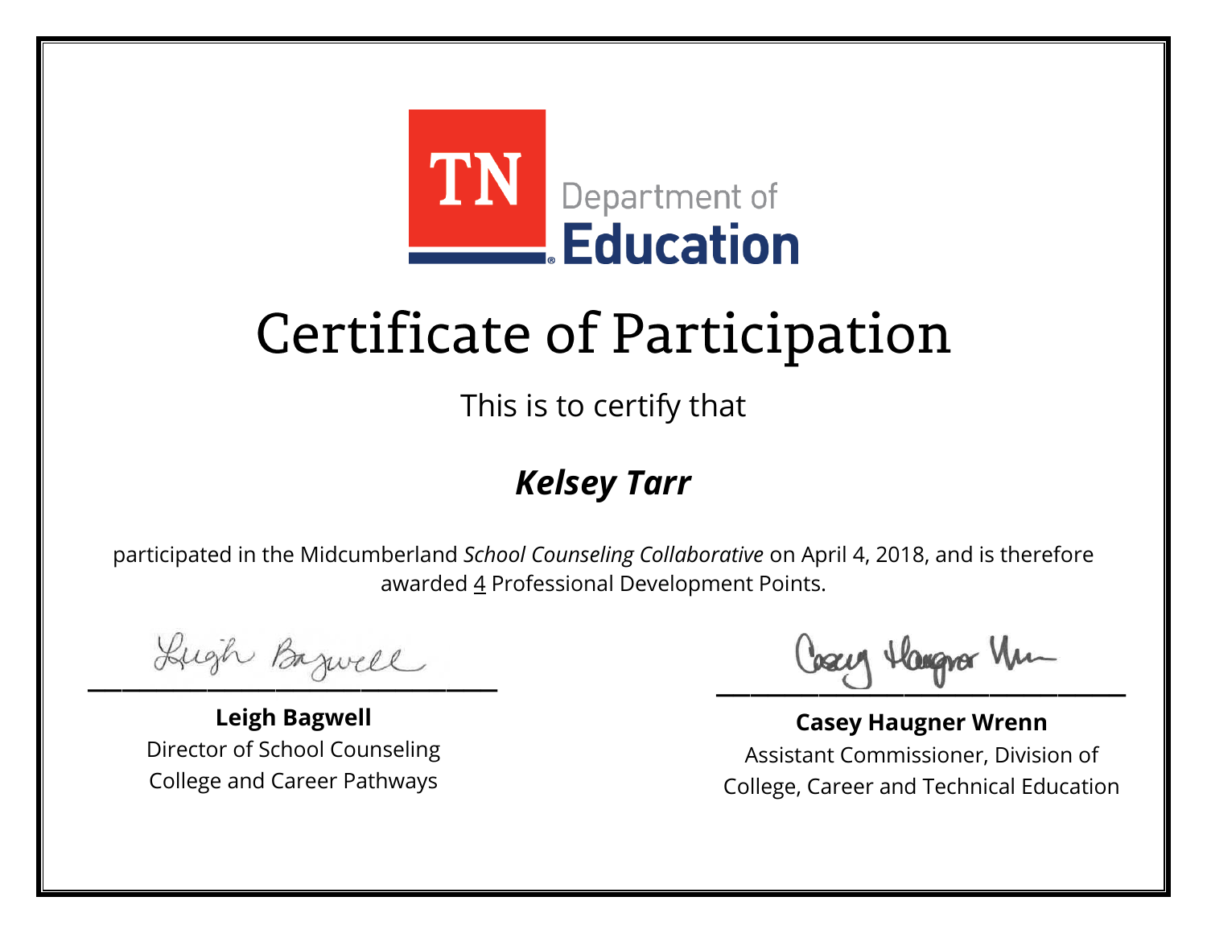TN Department of Education

# Certificate of Participation

This is to certify that

## ***Kelsey Tarr***

participated in the Midcumberland *School Counseling Collaborative* on April 4, 2018, and is therefore awarded 4 Professional Development Points.

**Leigh Bagwell**
Director of School Counseling
College and Career Pathways

**Casey Haugner Wrenn**
Assistant Commissioner, Division of
College, Career and Technical Education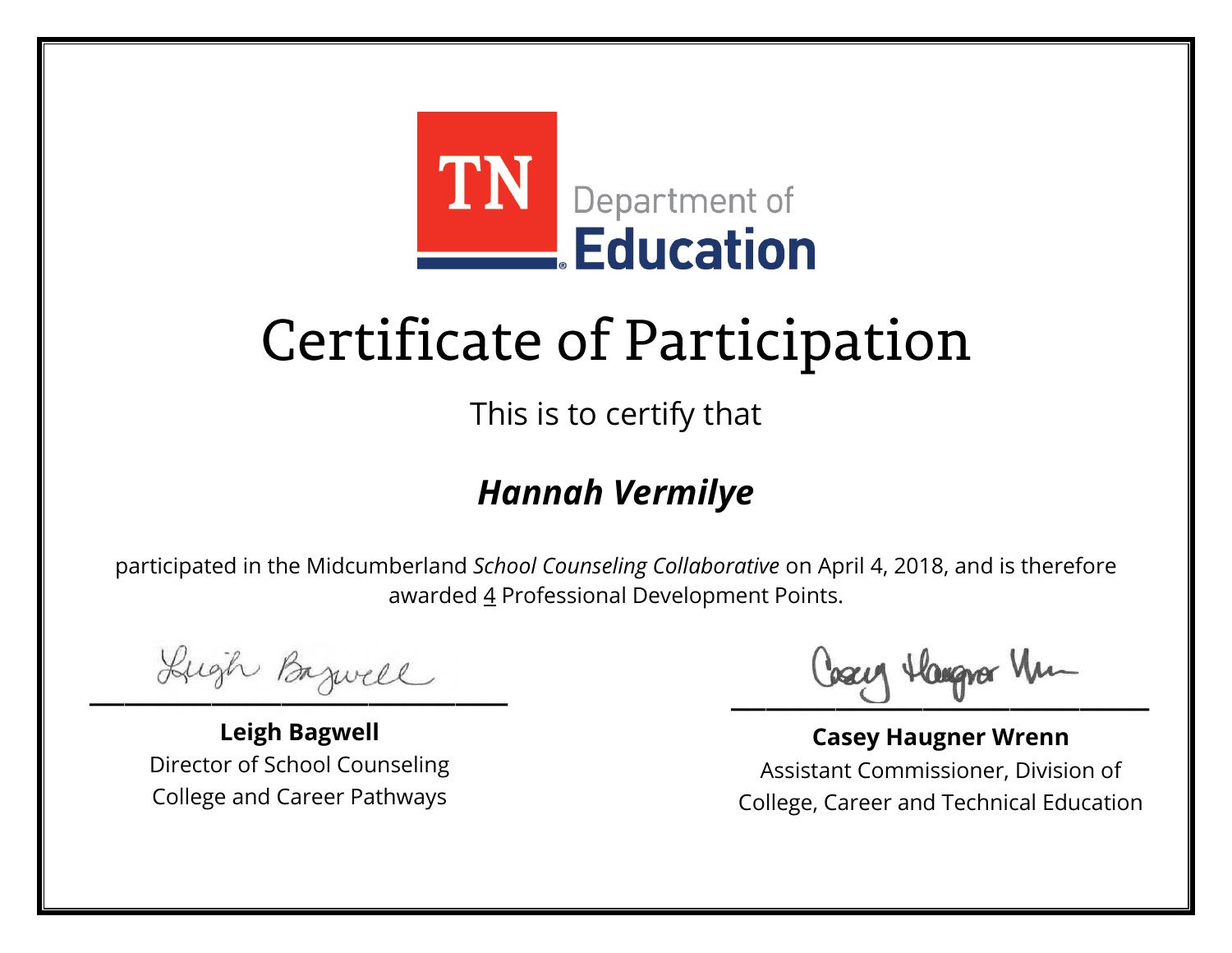TN Department of Education

# Certificate of Participation

This is to certify that

## *Hannah Vermilye*

participated in the Midcumberland *School Counseling Collaborative* on April 4, 2018, and is therefore awarded 4 Professional Development Points.

**Leigh Bagwell**
Director of School Counseling
College and Career Pathways

**Casey Haugner Wrenn**
Assistant Commissioner, Division of
College, Career and Technical Education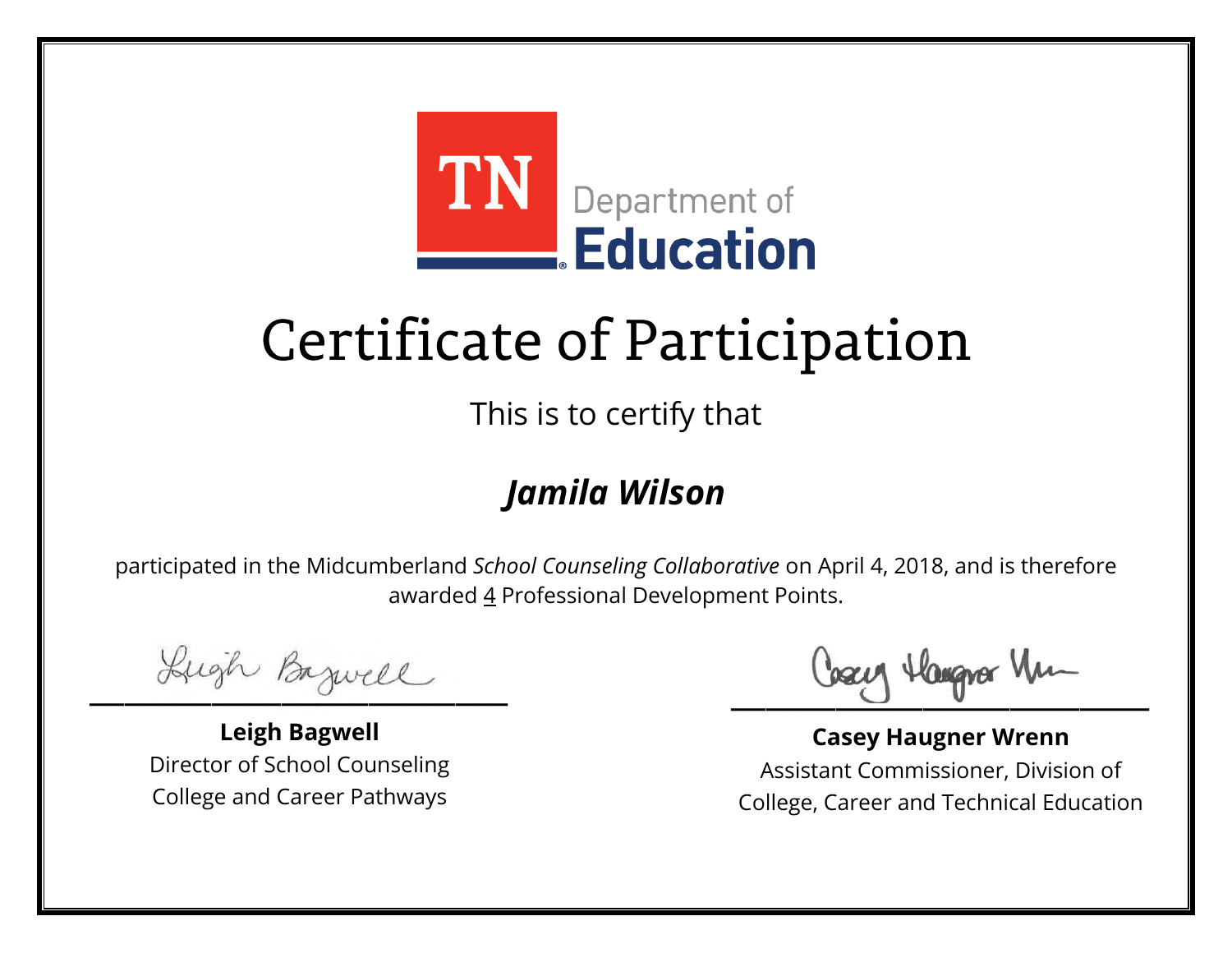TN Department of Education

# Certificate of Participation

This is to certify that

## *Jamila Wilson*

participated in the Midcumberland *School Counseling Collaborative* on April 4, 2018, and is therefore awarded 4 Professional Development Points.

**Leigh Bagwell**
Director of School Counseling
College and Career Pathways

**Casey Haugner Wrenn**
Assistant Commissioner, Division of
College, Career and Technical Education